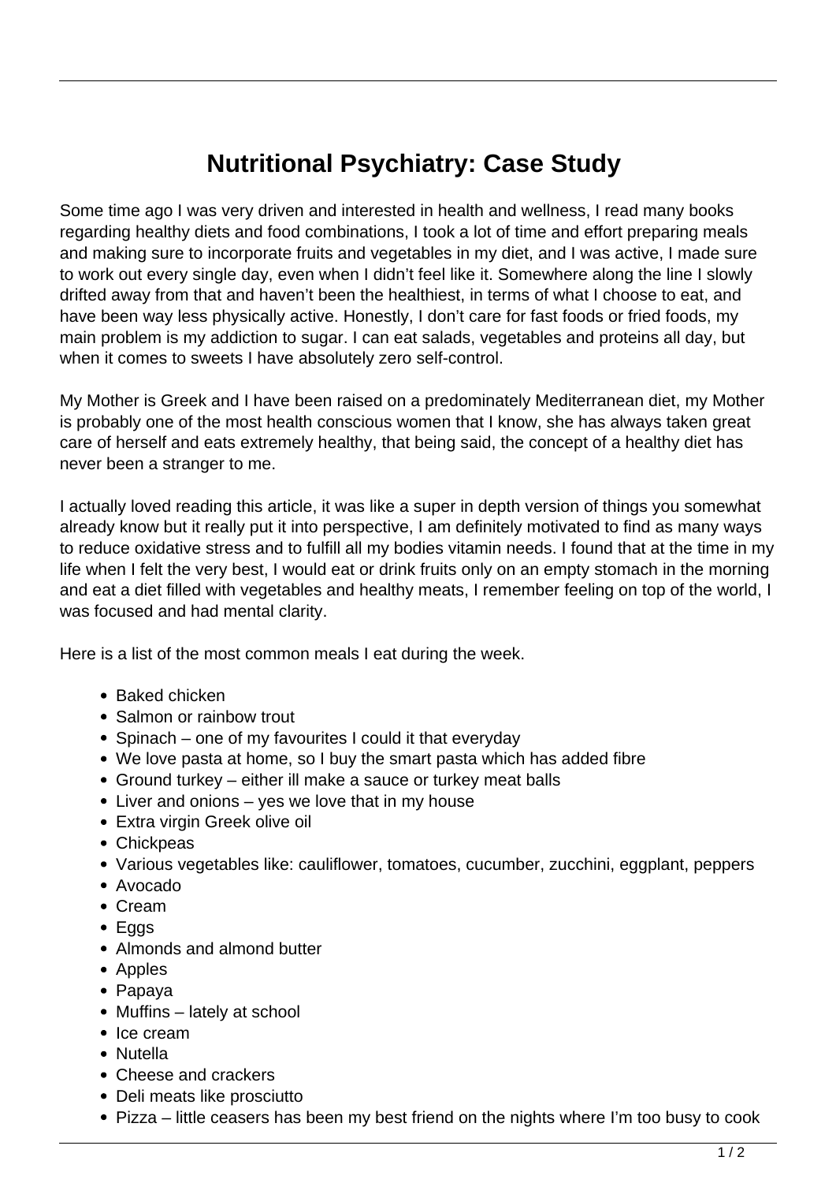# Nutritional Psychiatry: Case Study

Some time ago I was very driven and interested in health and wellness, I read many books regarding healthy diets and food combinations, I took a lot of time and effort preparing meals and making sure to incorporate fruits and vegetables in my diet, and I was active, I made sure to work out every single day, even when I didn't feel like it. Somewhere along the line I slowly drifted away from that and haven't been the healthiest, in terms of what I choose to eat, and have been way less physically active. Honestly, I don't care for fast foods or fried foods, my main problem is my addiction to sugar. I can eat salads, vegetables and proteins all day, but when it comes to sweets I have absolutely zero self-control.

My Mother is Greek and I have been raised on a predominately Mediterranean diet, my Mother is probably one of the most health conscious women that I know, she has always taken great care of herself and eats extremely healthy, that being said, the concept of a healthy diet has never been a stranger to me.

I actually loved reading this article, it was like a super in depth version of things you somewhat already know but it really put it into perspective, I am definitely motivated to find as many ways to reduce oxidative stress and to fulfill all my bodies vitamin needs. I found that at the time in my life when I felt the very best, I would eat or drink fruits only on an empty stomach in the morning and eat a diet filled with vegetables and healthy meats, I remember feeling on top of the world, I was focused and had mental clarity.

Here is a list of the most common meals I eat during the week.

- Baked chicken
- Salmon or rainbow trout
- Spinach – one of my favourites I could it that everyday
- We love pasta at home, so I buy the smart pasta which has added fibre
- Ground turkey – either ill make a sauce or turkey meat balls
- Liver and onions – yes we love that in my house
- Extra virgin Greek olive oil
- Chickpeas
- Various vegetables like: cauliflower, tomatoes, cucumber, zucchini, eggplant, peppers
- Avocado
- Cream
- Eggs
- Almonds and almond butter
- Apples
- Papaya
- Muffins – lately at school
- Ice cream
- Nutella
- Cheese and crackers
- Deli meats like prosciutto
- Pizza – little ceasers has been my best friend on the nights where I'm too busy to cook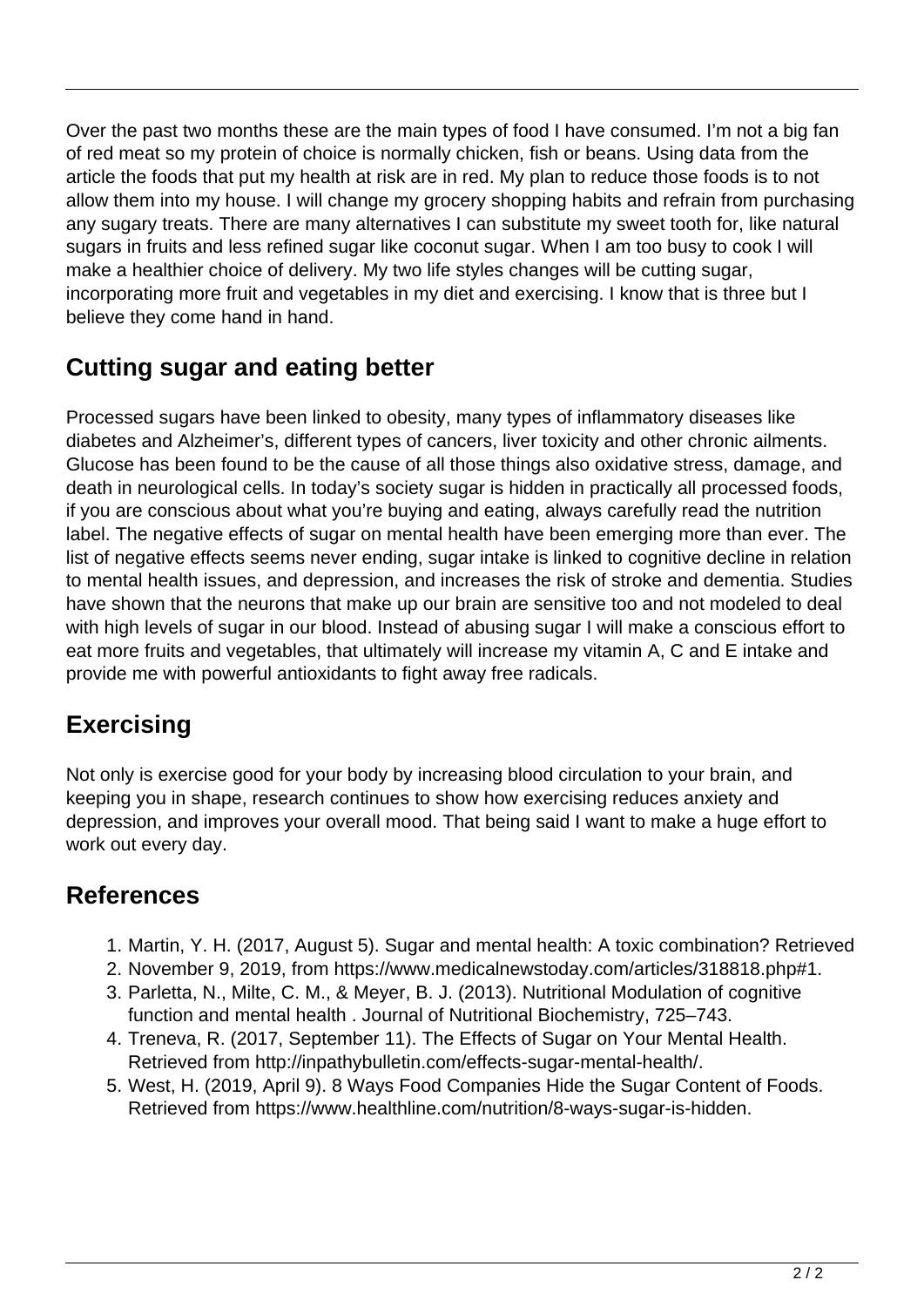Over the past two months these are the main types of food I have consumed. I'm not a big fan of red meat so my protein of choice is normally chicken, fish or beans. Using data from the article the foods that put my health at risk are in red. My plan to reduce those foods is to not allow them into my house. I will change my grocery shopping habits and refrain from purchasing any sugary treats. There are many alternatives I can substitute my sweet tooth for, like natural sugars in fruits and less refined sugar like coconut sugar. When I am too busy to cook I will make a healthier choice of delivery. My two life styles changes will be cutting sugar, incorporating more fruit and vegetables in my diet and exercising. I know that is three but I believe they come hand in hand.

## Cutting sugar and eating better

Processed sugars have been linked to obesity, many types of inflammatory diseases like diabetes and Alzheimer's, different types of cancers, liver toxicity and other chronic ailments. Glucose has been found to be the cause of all those things also oxidative stress, damage, and death in neurological cells. In today's society sugar is hidden in practically all processed foods, if you are conscious about what you're buying and eating, always carefully read the nutrition label. The negative effects of sugar on mental health have been emerging more than ever. The list of negative effects seems never ending, sugar intake is linked to cognitive decline in relation to mental health issues, and depression, and increases the risk of stroke and dementia. Studies have shown that the neurons that make up our brain are sensitive too and not modeled to deal with high levels of sugar in our blood. Instead of abusing sugar I will make a conscious effort to eat more fruits and vegetables, that ultimately will increase my vitamin A, C and E intake and provide me with powerful antioxidants to fight away free radicals.

## Exercising

Not only is exercise good for your body by increasing blood circulation to your brain, and keeping you in shape, research continues to show how exercising reduces anxiety and depression, and improves your overall mood. That being said I want to make a huge effort to work out every day.

## References

1. Martin, Y. H. (2017, August 5). Sugar and mental health: A toxic combination? Retrieved
2. November 9, 2019, from https://www.medicalnewstoday.com/articles/318818.php#1.
3. Parletta, N., Milte, C. M., & Meyer, B. J. (2013). Nutritional Modulation of cognitive function and mental health . Journal of Nutritional Biochemistry, 725–743.
4. Treneva, R. (2017, September 11). The Effects of Sugar on Your Mental Health. Retrieved from http://inpathybulletin.com/effects-sugar-mental-health/.
5. West, H. (2019, April 9). 8 Ways Food Companies Hide the Sugar Content of Foods. Retrieved from https://www.healthline.com/nutrition/8-ways-sugar-is-hidden.